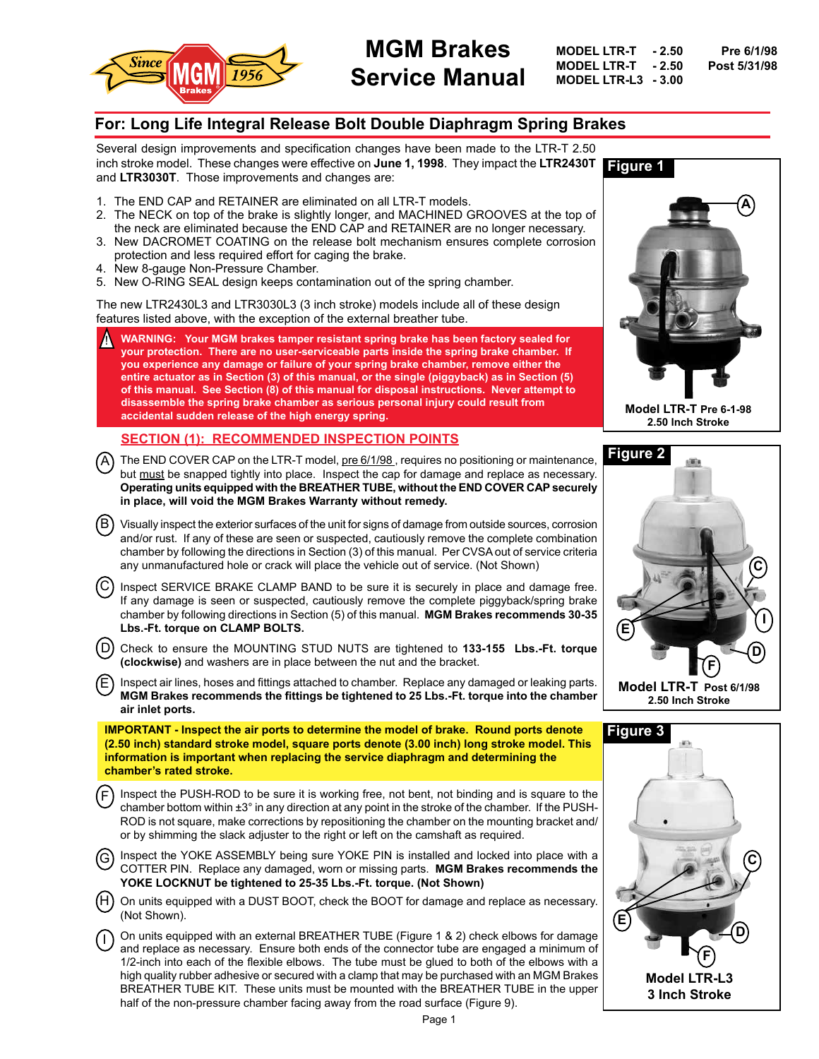# MGM Brakes Service Manual

**MODEL LTR-T - 2.50 Pre 6/1/98**
**MODEL LTR-T - 2.50 Post 5/31/98**
**MODEL LTR-L3 - 3.00**

## For: Long Life Integral Release Bolt Double Diaphragm Spring Brakes

Several design improvements and specification changes have been made to the LTR-T 2.50 inch stroke model. These changes were effective on **June 1, 1998**. They impact the **LTR2430T** and **LTR3030T**. Those improvements and changes are:

1. The END CAP and RETAINER are eliminated on all LTR-T models.
2. The NECK on top of the brake is slightly longer, and MACHINED GROOVES at the top of the neck are eliminated because the END CAP and RETAINER are no longer necessary.
3. New DACROMET COATING on the release bolt mechanism ensures complete corrosion protection and less required effort for caging the brake.
4. New 8-gauge Non-Pressure Chamber.
5. New O-RING SEAL design keeps contamination out of the spring chamber.

The new LTR2430L3 and LTR3030L3 (3 inch stroke) models include all of these design features listed above, with the exception of the external breather tube.

**WARNING: Your MGM brakes tamper resistant spring brake has been factory sealed for your protection. There are no user-serviceable parts inside the spring brake chamber. If you experience any damage or failure of your spring brake chamber, remove either the entire actuator as in Section (3) or the single (piggyback) as in Section (5) of this manual. See Section (8) of this manual for disposal instructions. Never attempt to disassemble the spring brake chamber as serious personal injury could result from accidental sudden release of the high energy spring.**

### SECTION (1): RECOMMENDED INSPECTION POINTS

(A) The END COVER CAP on the LTR-T model, pre 6/1/98, requires no positioning or maintenance, but must be snapped tightly into place. Inspect the cap for damage and replace as necessary. **Operating units equipped with the BREATHER TUBE, without the END COVER CAP securely in place, will void the MGM Brakes Warranty without remedy.**

(B) Visually inspect the exterior surfaces of the unit for signs of damage from outside sources, corrosion and/or rust. If any of these are seen or suspected, cautiously remove the complete combination chamber by following the directions in Section (3) of this manual. Per CVSA out of service criteria any unmanufactured hole or crack will place the vehicle out of service. (Not Shown)

(C) Inspect SERVICE BRAKE CLAMP BAND to be sure it is securely in place and damage free. If any damage is seen or suspected, cautiously remove the complete piggyback/spring brake chamber by following directions in Section (5) of this manual. **MGM Brakes recommends 30-35 Lbs.-Ft. torque on CLAMP BOLTS.**

(D) Check to ensure the MOUNTING STUD NUTS are tightened to **133-155 Lbs.-Ft. torque (clockwise)** and washers are in place between the nut and the bracket.

(E) Inspect air lines, hoses and fittings attached to chamber. Replace any damaged or leaking parts. **MGM Brakes recommends the fittings be tightened to 25 Lbs.-Ft. torque into the chamber air inlet ports.**

**IMPORTANT - Inspect the air ports to determine the model of brake. Round ports denote (2.50 inch) standard stroke model, square ports denote (3.00 inch) long stroke model. This information is important when replacing the service diaphragm and determining the chamber's rated stroke.**

(F) Inspect the PUSH-ROD to be sure it is working free, not bent, not binding and is square to the chamber bottom within ±3° in any direction at any point in the stroke of the chamber. If the PUSH-ROD is not square, make corrections by repositioning the chamber on the mounting bracket and/or by shimming the slack adjuster to the right or left on the camshaft as required.

(G) Inspect the YOKE ASSEMBLY being sure YOKE PIN is installed and locked into place with a COTTER PIN. Replace any damaged, worn or missing parts. **MGM Brakes recommends the YOKE LOCKNUT be tightened to 25-35 Lbs.-Ft. torque. (Not Shown)**

(H) On units equipped with a DUST BOOT, check the BOOT for damage and replace as necessary. (Not Shown).

(I) On units equipped with an external BREATHER TUBE (Figure 1 & 2) check elbows for damage and replace as necessary. Ensure both ends of the connector tube are engaged a minimum of 1/2-inch into each of the flexible elbows. The tube must be glued to both of the elbows with a high quality rubber adhesive or secured with a clamp that may be purchased with an MGM Brakes BREATHER TUBE KIT. These units must be mounted with the BREATHER TUBE in the upper half of the non-pressure chamber facing away from the road surface (Figure 9).

**Figure 1**

Model LTR-T Pre 6-1-98
2.50 Inch Stroke

**Figure 2**

Model LTR-T Post 6/1/98
2.50 Inch Stroke

**Figure 3**

Model LTR-L3
3 Inch Stroke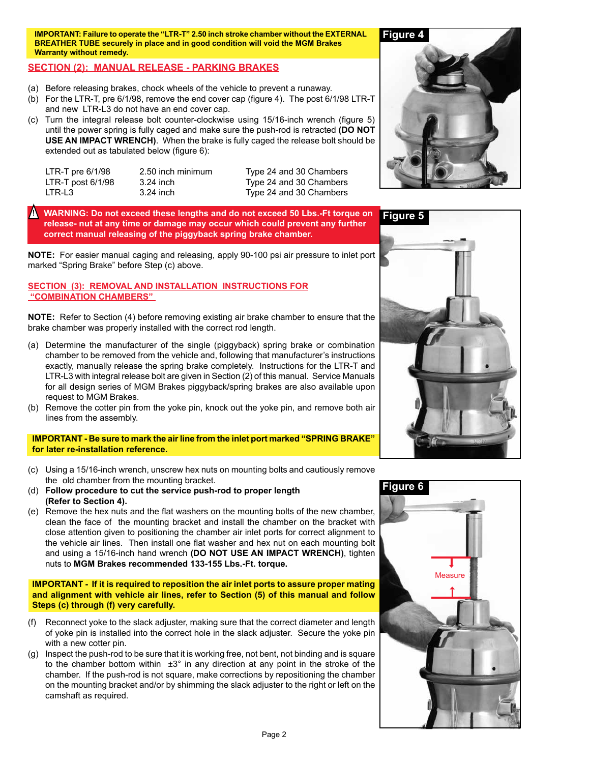**IMPORTANT: Failure to operate the "LTR-T" 2.50 inch stroke chamber without the EXTERNAL BREATHER TUBE securely in place and in good condition will void the MGM Brakes Warranty without remedy.**

## SECTION (2): MANUAL RELEASE - PARKING BRAKES

(a) Before releasing brakes, chock wheels of the vehicle to prevent a runaway.

(b) For the LTR-T, pre 6/1/98, remove the end cover cap (figure 4). The post 6/1/98 LTR-T and new LTR-L3 do not have an end cover cap.

(c) Turn the integral release bolt counter-clockwise using 15/16-inch wrench (figure 5) until the power spring is fully caged and make sure the push-rod is retracted **(DO NOT USE AN IMPACT WRENCH)**. When the brake is fully caged the release bolt should be extended out as tabulated below (figure 6):

| | | |
|---|---|---|
| LTR-T pre 6/1/98 | 2.50 inch minimum | Type 24 and 30 Chambers |
| LTR-T post 6/1/98 | 3.24 inch | Type 24 and 30 Chambers |
| LTR-L3 | 3.24 inch | Type 24 and 30 Chambers |

**⚠ WARNING: Do not exceed these lengths and do not exceed 50 Lbs.-Ft torque on release- nut at any time or damage may occur which could prevent any further correct manual releasing of the piggyback spring brake chamber.**

**NOTE:** For easier manual caging and releasing, apply 90-100 psi air pressure to inlet port marked "Spring Brake" before Step (c) above.

## SECTION (3): REMOVAL AND INSTALLATION INSTRUCTIONS FOR "COMBINATION CHAMBERS"

**NOTE:** Refer to Section (4) before removing existing air brake chamber to ensure that the brake chamber was properly installed with the correct rod length.

(a) Determine the manufacturer of the single (piggyback) spring brake or combination chamber to be removed from the vehicle and, following that manufacturer's instructions exactly, manually release the spring brake completely. Instructions for the LTR-T and LTR-L3 with integral release bolt are given in Section (2) of this manual. Service Manuals for all design series of MGM Brakes piggyback/spring brakes are also available upon request to MGM Brakes.

(b) Remove the cotter pin from the yoke pin, knock out the yoke pin, and remove both air lines from the assembly.

**IMPORTANT - Be sure to mark the air line from the inlet port marked "SPRING BRAKE" for later re-installation reference.**

(c) Using a 15/16-inch wrench, unscrew hex nuts on mounting bolts and cautiously remove the old chamber from the mounting bracket.

(d) **Follow procedure to cut the service push-rod to proper length (Refer to Section 4).**

(e) Remove the hex nuts and the flat washers on the mounting bolts of the new chamber, clean the face of the mounting bracket and install the chamber on the bracket with close attention given to positioning the chamber air inlet ports for correct alignment to the vehicle air lines. Then install one flat washer and hex nut on each mounting bolt and using a 15/16-inch hand wrench **(DO NOT USE AN IMPACT WRENCH)**, tighten nuts to **MGM Brakes recommended 133-155 Lbs.-Ft. torque.**

**IMPORTANT - If it is required to reposition the air inlet ports to assure proper mating and alignment with vehicle air lines, refer to Section (5) of this manual and follow Steps (c) through (f) very carefully.**

(f) Reconnect yoke to the slack adjuster, making sure that the correct diameter and length of yoke pin is installed into the correct hole in the slack adjuster. Secure the yoke pin with a new cotter pin.

(g) Inspect the push-rod to be sure that it is working free, not bent, not binding and is square to the chamber bottom within ±3° in any direction at any point in the stroke of the chamber. If the push-rod is not square, make corrections by repositioning the chamber on the mounting bracket and/or by shimming the slack adjuster to the right or left on the camshaft as required.

Figure 4

Figure 5

Figure 6

Measure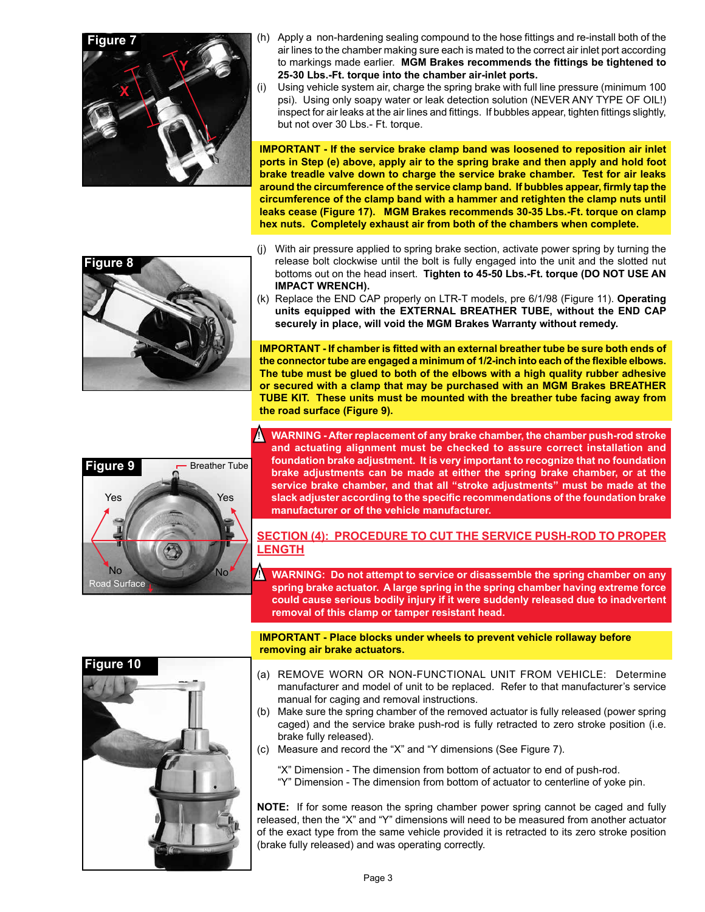Figure 7

(h) Apply a non-hardening sealing compound to the hose fittings and re-install both of the air lines to the chamber making sure each is mated to the correct air inlet port according to markings made earlier. **MGM Brakes recommends the fittings be tightened to 25-30 Lbs.-Ft. torque into the chamber air-inlet ports.**

(i) Using vehicle system air, charge the spring brake with full line pressure (minimum 100 psi). Using only soapy water or leak detection solution (NEVER ANY TYPE OF OIL!) inspect for air leaks at the air lines and fittings. If bubbles appear, tighten fittings slightly, but not over 30 Lbs.- Ft. torque.

**IMPORTANT - If the service brake clamp band was loosened to reposition air inlet ports in Step (e) above, apply air to the spring brake and then apply and hold foot brake treadle valve down to charge the service brake chamber. Test for air leaks around the circumference of the service clamp band. If bubbles appear, firmly tap the circumference of the clamp band with a hammer and retighten the clamp nuts until leaks cease (Figure 17). MGM Brakes recommends 30-35 Lbs.-Ft. torque on clamp hex nuts. Completely exhaust air from both of the chambers when complete.**

Figure 8

(j) With air pressure applied to spring brake section, activate power spring by turning the release bolt clockwise until the bolt is fully engaged into the unit and the slotted nut bottoms out on the head insert. **Tighten to 45-50 Lbs.-Ft. torque (DO NOT USE AN IMPACT WRENCH).**

(k) Replace the END CAP properly on LTR-T models, pre 6/1/98 (Figure 11). **Operating units equipped with the EXTERNAL BREATHER TUBE, without the END CAP securely in place, will void the MGM Brakes Warranty without remedy.**

**IMPORTANT - If chamber is fitted with an external breather tube be sure both ends of the connector tube are engaged a minimum of 1/2-inch into each of the flexible elbows. The tube must be glued to both of the elbows with a high quality rubber adhesive or secured with a clamp that may be purchased with an MGM Brakes BREATHER TUBE KIT. These units must be mounted with the breather tube facing away from the road surface (Figure 9).**

Figure 9

**⚠ WARNING - After replacement of any brake chamber, the chamber push-rod stroke and actuating alignment must be checked to assure correct installation and foundation brake adjustment. It is very important to recognize that no foundation brake adjustments can be made at either the spring brake chamber, or at the service brake chamber, and that all "stroke adjustments" must be made at the slack adjuster according to the specific recommendations of the foundation brake manufacturer or of the vehicle manufacturer.**

## SECTION (4): PROCEDURE TO CUT THE SERVICE PUSH-ROD TO PROPER LENGTH

**⚠ WARNING: Do not attempt to service or disassemble the spring chamber on any spring brake actuator. A large spring in the spring chamber having extreme force could cause serious bodily injury if it were suddenly released due to inadvertent removal of this clamp or tamper resistant head.**

**IMPORTANT - Place blocks under wheels to prevent vehicle rollaway before removing air brake actuators.**

Figure 10

(a) REMOVE WORN OR NON-FUNCTIONAL UNIT FROM VEHICLE: Determine manufacturer and model of unit to be replaced. Refer to that manufacturer's service manual for caging and removal instructions.

(b) Make sure the spring chamber of the removed actuator is fully released (power spring caged) and the service brake push-rod is fully retracted to zero stroke position (i.e. brake fully released).

(c) Measure and record the "X" and "Y dimensions (See Figure 7).

"X" Dimension - The dimension from bottom of actuator to end of push-rod.
"Y" Dimension - The dimension from bottom of actuator to centerline of yoke pin.

**NOTE:** If for some reason the spring chamber power spring cannot be caged and fully released, then the "X" and "Y" dimensions will need to be measured from another actuator of the exact type from the same vehicle provided it is retracted to its zero stroke position (brake fully released) and was operating correctly.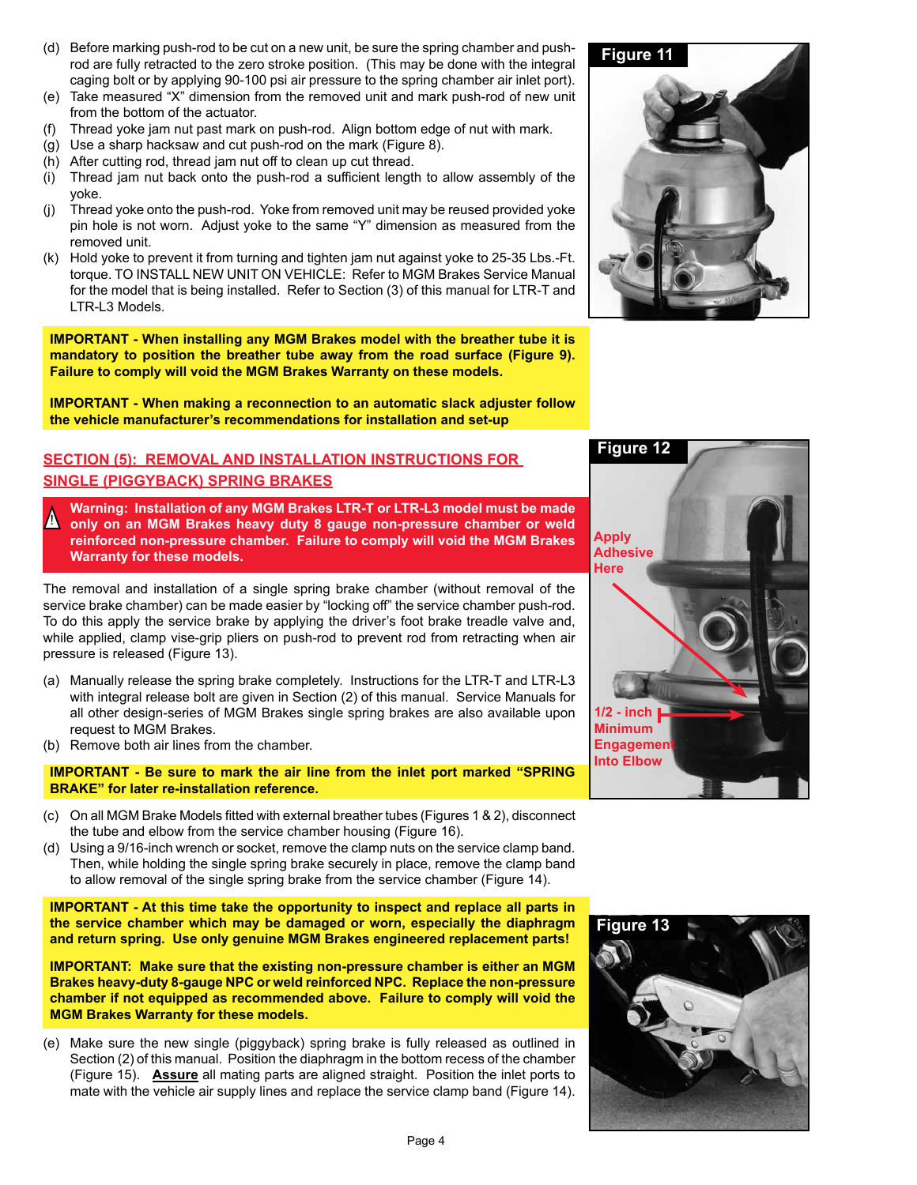(d) Before marking push-rod to be cut on a new unit, be sure the spring chamber and push-rod are fully retracted to the zero stroke position. (This may be done with the integral caging bolt or by applying 90-100 psi air pressure to the spring chamber air inlet port).

(e) Take measured "X" dimension from the removed unit and mark push-rod of new unit from the bottom of the actuator.

(f) Thread yoke jam nut past mark on push-rod. Align bottom edge of nut with mark.

(g) Use a sharp hacksaw and cut push-rod on the mark (Figure 8).

(h) After cutting rod, thread jam nut off to clean up cut thread.

(i) Thread jam nut back onto the push-rod a sufficient length to allow assembly of the yoke.

(j) Thread yoke onto the push-rod. Yoke from removed unit may be reused provided yoke pin hole is not worn. Adjust yoke to the same "Y" dimension as measured from the removed unit.

(k) Hold yoke to prevent it from turning and tighten jam nut against yoke to 25-35 Lbs.-Ft. torque. TO INSTALL NEW UNIT ON VEHICLE: Refer to MGM Brakes Service Manual for the model that is being installed. Refer to Section (3) of this manual for LTR-T and LTR-L3 Models.

Figure 11

**IMPORTANT - When installing any MGM Brakes model with the breather tube it is mandatory to position the breather tube away from the road surface (Figure 9). Failure to comply will void the MGM Brakes Warranty on these models.**

**IMPORTANT - When making a reconnection to an automatic slack adjuster follow the vehicle manufacturer's recommendations for installation and set-up**

## SECTION (5): REMOVAL AND INSTALLATION INSTRUCTIONS FOR SINGLE (PIGGYBACK) SPRING BRAKES

**Warning: Installation of any MGM Brakes LTR-T or LTR-L3 model must be made only on an MGM Brakes heavy duty 8 gauge non-pressure chamber or weld reinforced non-pressure chamber. Failure to comply will void the MGM Brakes Warranty for these models.**

The removal and installation of a single spring brake chamber (without removal of the service brake chamber) can be made easier by "locking off" the service chamber push-rod. To do this apply the service brake by applying the driver's foot brake treadle valve and, while applied, clamp vise-grip pliers on push-rod to prevent rod from retracting when air pressure is released (Figure 13).

(a) Manually release the spring brake completely. Instructions for the LTR-T and LTR-L3 with integral release bolt are given in Section (2) of this manual. Service Manuals for all other design-series of MGM Brakes single spring brakes are also available upon request to MGM Brakes.

(b) Remove both air lines from the chamber.

**IMPORTANT - Be sure to mark the air line from the inlet port marked "SPRING BRAKE" for later re-installation reference.**

(c) On all MGM Brake Models fitted with external breather tubes (Figures 1 & 2), disconnect the tube and elbow from the service chamber housing (Figure 16).

(d) Using a 9/16-inch wrench or socket, remove the clamp nuts on the service clamp band. Then, while holding the single spring brake securely in place, remove the clamp band to allow removal of the single spring brake from the service chamber (Figure 14).

Figure 12

Apply Adhesive Here

1/2 - inch Minimum Engagement Into Elbow

**IMPORTANT - At this time take the opportunity to inspect and replace all parts in the service chamber which may be damaged or worn, especially the diaphragm and return spring. Use only genuine MGM Brakes engineered replacement parts!**

**IMPORTANT: Make sure that the existing non-pressure chamber is either an MGM Brakes heavy-duty 8-gauge NPC or weld reinforced NPC. Replace the non-pressure chamber if not equipped as recommended above. Failure to comply will void the MGM Brakes Warranty for these models.**

(e) Make sure the new single (piggyback) spring brake is fully released as outlined in Section (2) of this manual. Position the diaphragm in the bottom recess of the chamber (Figure 15). **Assure** all mating parts are aligned straight. Position the inlet ports to mate with the vehicle air supply lines and replace the service clamp band (Figure 14).

Figure 13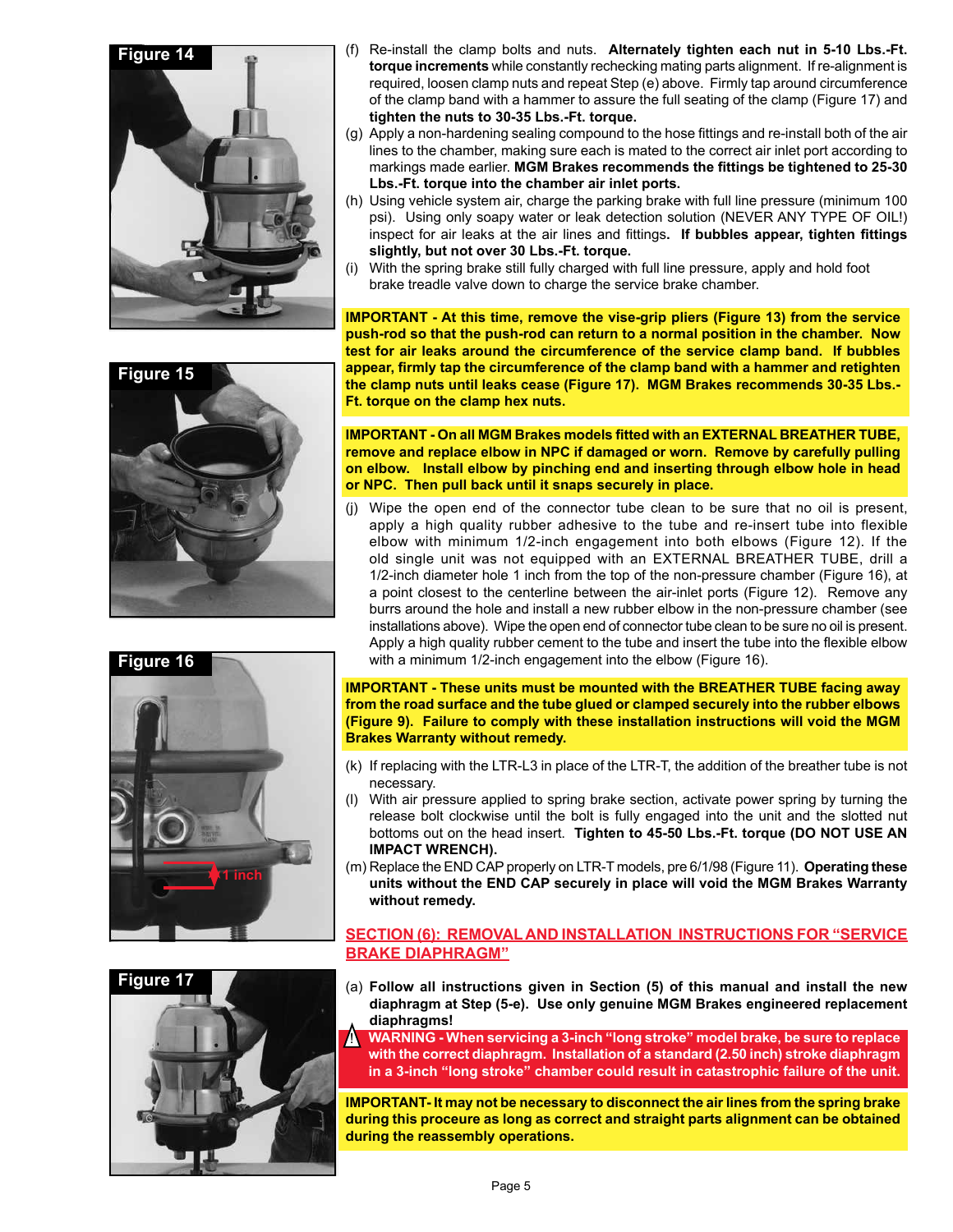Figure 14

Figure 15

Figure 16

1 inch

Figure 17

(f) Re-install the clamp bolts and nuts. **Alternately tighten each nut in 5-10 Lbs.-Ft. torque increments** while constantly rechecking mating parts alignment. If re-alignment is required, loosen clamp nuts and repeat Step (e) above. Firmly tap around circumference of the clamp band with a hammer to assure the full seating of the clamp (Figure 17) and **tighten the nuts to 30-35 Lbs.-Ft. torque.**

(g) Apply a non-hardening sealing compound to the hose fittings and re-install both of the air lines to the chamber, making sure each is mated to the correct air inlet port according to markings made earlier. **MGM Brakes recommends the fittings be tightened to 25-30 Lbs.-Ft. torque into the chamber air inlet ports.**

(h) Using vehicle system air, charge the parking brake with full line pressure (minimum 100 psi). Using only soapy water or leak detection solution (NEVER ANY TYPE OF OIL!) inspect for air leaks at the air lines and fittings**. If bubbles appear, tighten fittings slightly, but not over 30 Lbs.-Ft. torque.**

(i) With the spring brake still fully charged with full line pressure, apply and hold foot brake treadle valve down to charge the service brake chamber.

**IMPORTANT - At this time, remove the vise-grip pliers (Figure 13) from the service push-rod so that the push-rod can return to a normal position in the chamber. Now test for air leaks around the circumference of the service clamp band. If bubbles appear, firmly tap the circumference of the clamp band with a hammer and retighten the clamp nuts until leaks cease (Figure 17). MGM Brakes recommends 30-35 Lbs.-Ft. torque on the clamp hex nuts.**

**IMPORTANT - On all MGM Brakes models fitted with an EXTERNAL BREATHER TUBE, remove and replace elbow in NPC if damaged or worn. Remove by carefully pulling on elbow. Install elbow by pinching end and inserting through elbow hole in head or NPC. Then pull back until it snaps securely in place.**

(j) Wipe the open end of the connector tube clean to be sure that no oil is present, apply a high quality rubber adhesive to the tube and re-insert tube into flexible elbow with minimum 1/2-inch engagement into both elbows (Figure 12). If the old single unit was not equipped with an EXTERNAL BREATHER TUBE, drill a 1/2-inch diameter hole 1 inch from the top of the non-pressure chamber (Figure 16), at a point closest to the centerline between the air-inlet ports (Figure 12). Remove any burrs around the hole and install a new rubber elbow in the non-pressure chamber (see installations above). Wipe the open end of connector tube clean to be sure no oil is present. Apply a high quality rubber cement to the tube and insert the tube into the flexible elbow with a minimum 1/2-inch engagement into the elbow (Figure 16).

**IMPORTANT - These units must be mounted with the BREATHER TUBE facing away from the road surface and the tube glued or clamped securely into the rubber elbows (Figure 9). Failure to comply with these installation instructions will void the MGM Brakes Warranty without remedy.**

(k) If replacing with the LTR-L3 in place of the LTR-T, the addition of the breather tube is not necessary.

(l) With air pressure applied to spring brake section, activate power spring by turning the release bolt clockwise until the bolt is fully engaged into the unit and the slotted nut bottoms out on the head insert. **Tighten to 45-50 Lbs.-Ft. torque (DO NOT USE AN IMPACT WRENCH).**

(m) Replace the END CAP properly on LTR-T models, pre 6/1/98 (Figure 11). **Operating these units without the END CAP securely in place will void the MGM Brakes Warranty without remedy.**

## SECTION (6): REMOVAL AND INSTALLATION INSTRUCTIONS FOR "SERVICE BRAKE DIAPHRAGM"

(a) **Follow all instructions given in Section (5) of this manual and install the new diaphragm at Step (5-e). Use only genuine MGM Brakes engineered replacement diaphragms!**

**WARNING - When servicing a 3-inch "long stroke" model brake, be sure to replace with the correct diaphragm. Installation of a standard (2.50 inch) stroke diaphragm in a 3-inch "long stroke" chamber could result in catastrophic failure of the unit.**

**IMPORTANT- It may not be necessary to disconnect the air lines from the spring brake during this proceure as long as correct and straight parts alignment can be obtained during the reassembly operations.**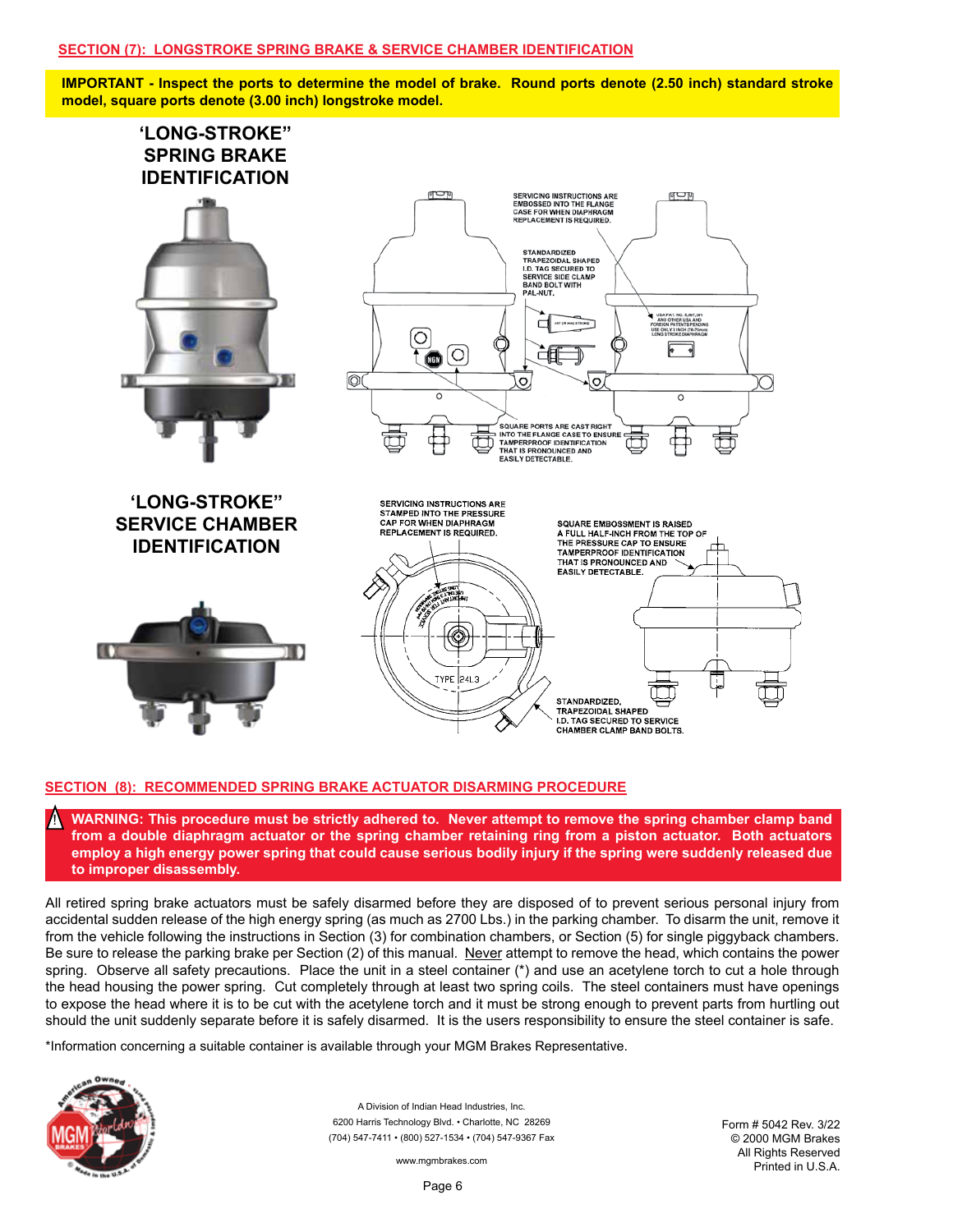## SECTION (7): LONGSTROKE SPRING BRAKE & SERVICE CHAMBER IDENTIFICATION

**IMPORTANT - Inspect the ports to determine the model of brake. Round ports denote (2.50 inch) standard stroke model, square ports denote (3.00 inch) longstroke model.**

### 'LONG-STROKE" SPRING BRAKE IDENTIFICATION

SERVICING INSTRUCTIONS ARE EMBOSSED INTO THE FLANGE CASE FOR WHEN DIAPHRAGM REPLACEMENT IS REQUIRED.

STANDARDIZED TRAPEZOIDAL SHAPED I.D. TAG SECURED TO SERVICE SIDE CLAMP BAND BOLT WITH PAL-NUT.

SQUARE PORTS ARE CAST RIGHT INTO THE FLANGE CASE TO ENSURE TAMPERPROOF IDENTIFICATION THAT IS PRONOUNCED AND EASILY DETECTABLE.

### 'LONG-STROKE" SERVICE CHAMBER IDENTIFICATION

SERVICING INSTRUCTIONS ARE STAMPED INTO THE PRESSURE CAP FOR WHEN DIAPHRAGM REPLACEMENT IS REQUIRED.

SQUARE EMBOSSMENT IS RAISED A FULL HALF-INCH FROM THE TOP OF THE PRESSURE CAP TO ENSURE TAMPERPROOF IDENTIFICATION THAT IS PRONOUNCED AND EASILY DETECTABLE.

TYPE 24L3

STANDARDIZED, TRAPEZOIDAL SHAPED I.D. TAG SECURED TO SERVICE CHAMBER CLAMP BAND BOLTS.

## SECTION (8): RECOMMENDED SPRING BRAKE ACTUATOR DISARMING PROCEDURE

**WARNING: This procedure must be strictly adhered to. Never attempt to remove the spring chamber clamp band from a double diaphragm actuator or the spring chamber retaining ring from a piston actuator. Both actuators employ a high energy power spring that could cause serious bodily injury if the spring were suddenly released due to improper disassembly.**

All retired spring brake actuators must be safely disarmed before they are disposed of to prevent serious personal injury from accidental sudden release of the high energy spring (as much as 2700 Lbs.) in the parking chamber. To disarm the unit, remove it from the vehicle following the instructions in Section (3) for combination chambers, or Section (5) for single piggyback chambers. Be sure to release the parking brake per Section (2) of this manual. Never attempt to remove the head, which contains the power spring. Observe all safety precautions. Place the unit in a steel container (*) and use an acetylene torch to cut a hole through the head housing the power spring. Cut completely through at least two spring coils. The steel containers must have openings to expose the head where it is to be cut with the acetylene torch and it must be strong enough to prevent parts from hurtling out should the unit suddenly separate before it is safely disarmed. It is the users responsibility to ensure the steel container is safe.

*Information concerning a suitable container is available through your MGM Brakes Representative.

A Division of Indian Head Industries, Inc.
6200 Harris Technology Blvd. • Charlotte, NC 28269
(704) 547-7411 • (800) 527-1534 • (704) 547-9367 Fax
www.mgmbrakes.com

Form # 5042 Rev. 3/22
© 2000 MGM Brakes
All Rights Reserved
Printed in U.S.A.